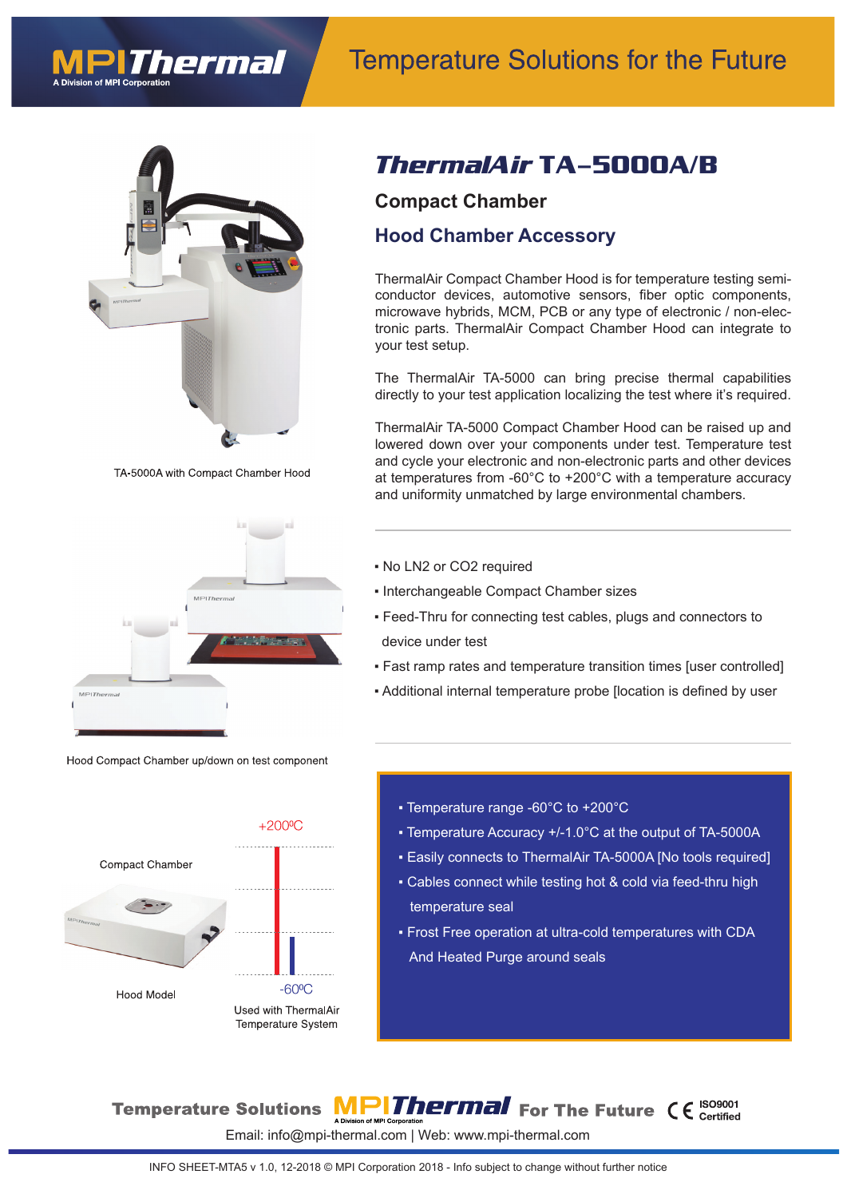# ThermalAir TA-5000A/B

## Compact Chamber

## Hood Chamber Accessory

ThermalAir Compact Chamber Hood is for temperature testing semiconductor devices, automotive sensors, fiber optic components, microwave hybrids, MCM, PCB or any type of electronic / non-electronic parts. ThermalAir Compact Chamber Hood can integrate to your test setup.

The ThermalAir TA-5000 can bring precise thermal capabilities directly to your test application localizing the test where it's required.

ThermalAir TA-5000 Compact Chamber Hood can be raised up and lowered down over your components under test. Temperature test and cycle your electronic and non-electronic parts and other devices at temperatures from -60°C to +200°C with a temperature accuracy and uniformity unmatched by large environmental chambers.

TA-5000A with Compact Chamber Hood

- No LN2 or CO2 required
- Interchangeable Compact Chamber sizes
- Feed-Thru for connecting test cables, plugs and connectors to device under test
- Fast ramp rates and temperature transition times [user controlled]
- Additional internal temperature probe [location is defined by user

Hood Compact Chamber up/down on test component

Compact Chamber

Hood Model

+200ºC

-60ºC

Used with ThermalAir Temperature System

- Temperature range -60°C to +200°C
- Temperature Accuracy +/-1.0°C at the output of TA-5000A
- Easily connects to ThermalAir TA-5000A [No tools required]
- Cables connect while testing hot & cold via feed-thru high temperature seal
- Frost Free operation at ultra-cold temperatures with CDA And Heated Purge around seals

Temperature Solutions MPI Thermal For The Future — ISO9001 Certified

Email: info@mpi-thermal.com | Web: www.mpi-thermal.com

INFO SHEET-MTA5 v 1.0, 12-2018 © MPI Corporation 2018 - Info subject to change without further notice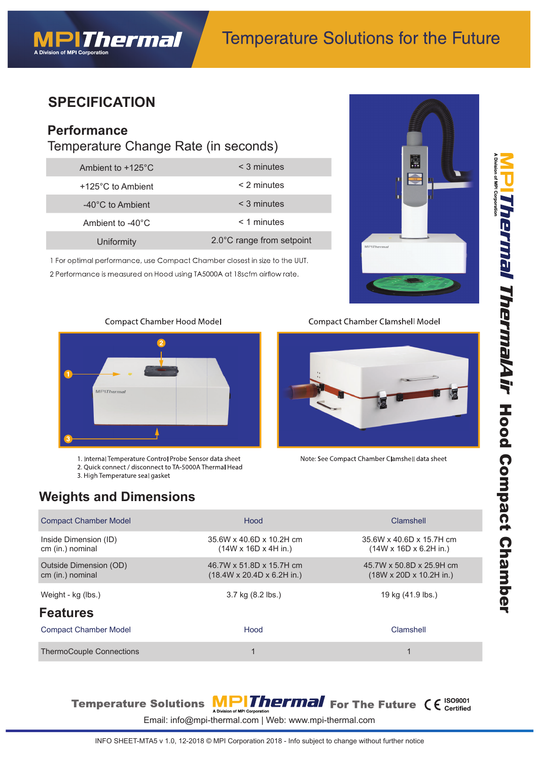# SPECIFICATION

## Performance

Temperature Change Rate (in seconds)

| | |
|---|---|
| Ambient to +125°C | < 3 minutes |
| +125°C to Ambient | < 2 minutes |
| -40°C to Ambient | < 3 minutes |
| Ambient to -40°C | < 1 minutes |
| Uniformity | 2.0°C range from setpoint |

1 For optimal performance, use Compact Chamber closest in size to the UUT.

2 Performance is measured on Hood using TA5000A at 18scfm airflow rate.

Compact Chamber Hood Model

1. Internal Temperature Control Probe Sensor data sheet
2. Quick connect / disconnect to TA-5000A Thermal Head
3. High Temperature seal gasket

Compact Chamber Clamshell Model

Note: See Compact Chamber Clamshell data sheet

## Weights and Dimensions

| Compact Chamber Model | Hood | Clamshell |
|---|---|---|
| Inside Dimension (ID) cm (in.) nominal | 35.6W x 40.6D x 10.2H cm (14W x 16D x 4H in.) | 35.6W x 40.6D x 15.7H cm (14W x 16D x 6.2H in.) |
| Outside Dimension (OD) cm (in.) nominal | 46.7W x 51.8D x 15.7H cm (18.4W x 20.4D x 6.2H in.) | 45.7W x 50.8D x 25.9H cm (18W x 20D x 10.2H in.) |
| Weight - kg (lbs.) | 3.7 kg (8.2 lbs.) | 19 kg (41.9 lbs.) |

## Features

| Compact Chamber Model | Hood | Clamshell |
|---|---|---|
| ThermoCouple Connections | 1 | 1 |

MPI Thermal ThermalAir Hood Compact Chamber

Temperature Solutions MPIThermal For The Future — ISO9001 Certified

Email: info@mpi-thermal.com | Web: www.mpi-thermal.com

INFO SHEET-MTA5 v 1.0, 12-2018 © MPI Corporation 2018 - Info subject to change without further notice